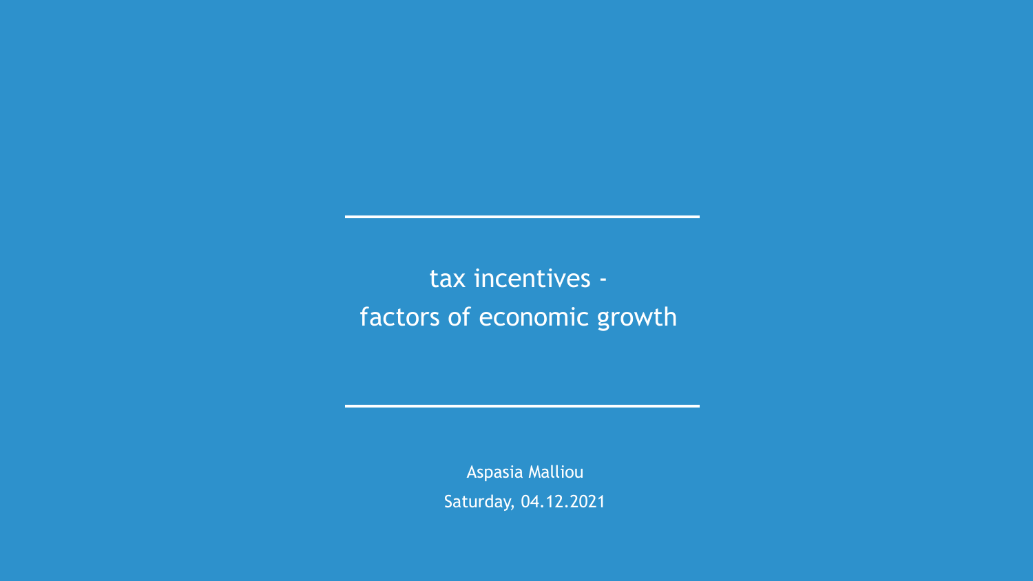# tax incentives - factors of economic growth

Aspasia Malliou

Saturday, 04.12.2021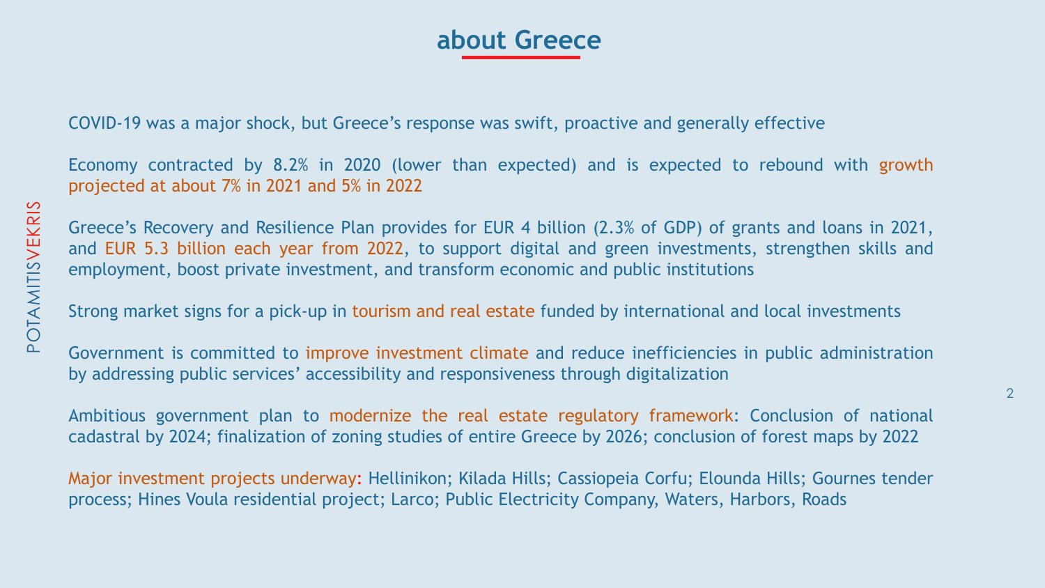# about Greece

COVID-19 was a major shock, but Greece's response was swift, proactive and generally effective

Economy contracted by 8.2% in 2020 (lower than expected) and is expected to rebound with growth projected at about 7% in 2021 and 5% in 2022

Greece's Recovery and Resilience Plan provides for EUR 4 billion (2.3% of GDP) of grants and loans in 2021, and EUR 5.3 billion each year from 2022, to support digital and green investments, strengthen skills and employment, boost private investment, and transform economic and public institutions

Strong market signs for a pick-up in tourism and real estate funded by international and local investments

Government is committed to improve investment climate and reduce inefficiencies in public administration by addressing public services' accessibility and responsiveness through digitalization

Ambitious government plan to modernize the real estate regulatory framework: Conclusion of national cadastral by 2024; finalization of zoning studies of entire Greece by 2026; conclusion of forest maps by 2022

Major investment projects underway: Hellinikon; Kilada Hills; Cassiopeia Corfu; Elounda Hills; Gournes tender process; Hines Voula residential project; Larco; Public Electricity Company, Waters, Harbors, Roads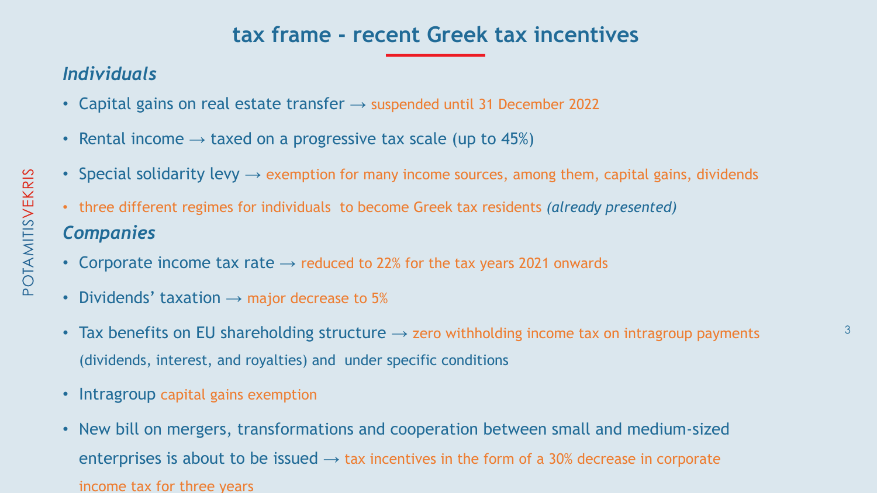# tax frame - recent Greek tax incentives

## *Individuals*

- Capital gains on real estate transfer → suspended until 31 December 2022
- Rental income → taxed on a progressive tax scale (up to 45%)
- Special solidarity levy → exemption for many income sources, among them, capital gains, dividends
- three different regimes for individuals to become Greek tax residents *(already presented)*

## *Companies*

- Corporate income tax rate → reduced to 22% for the tax years 2021 onwards
- Dividends' taxation → major decrease to 5%
- Tax benefits on EU shareholding structure → zero withholding income tax on intragroup payments (dividends, interest, and royalties) and under specific conditions
- Intragroup capital gains exemption
- New bill on mergers, transformations and cooperation between small and medium-sized enterprises is about to be issued → tax incentives in the form of a 30% decrease in corporate income tax for three years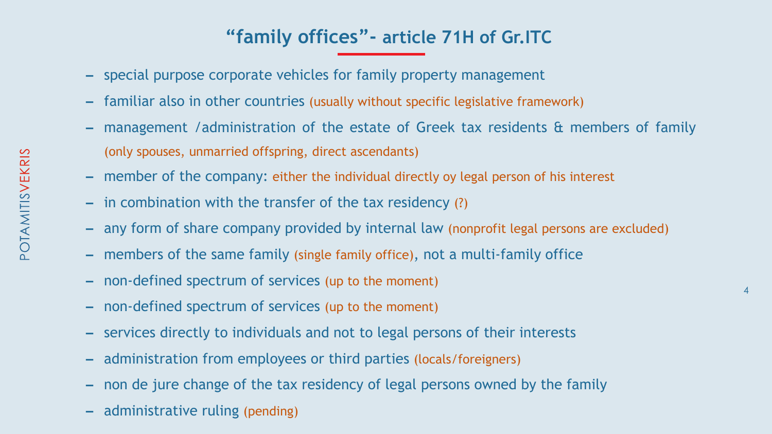# “family offices”- article 71H of Gr.ITC

- special purpose corporate vehicles for family property management
- familiar also in other countries (usually without specific legislative framework)
- management /administration of the estate of Greek tax residents & members of family (only spouses, unmarried offspring, direct ascendants)
- member of the company: either the individual directly oy legal person of his interest
- in combination with the transfer of the tax residency (?)
- any form of share company provided by internal law (nonprofit legal persons are excluded)
- members of the same family (single family office), not a multi-family office
- non-defined spectrum of services (up to the moment)
- non-defined spectrum of services (up to the moment)
- services directly to individuals and not to legal persons of their interests
- administration from employees or third parties (locals/foreigners)
- non de jure change of the tax residency of legal persons owned by the family
- administrative ruling (pending)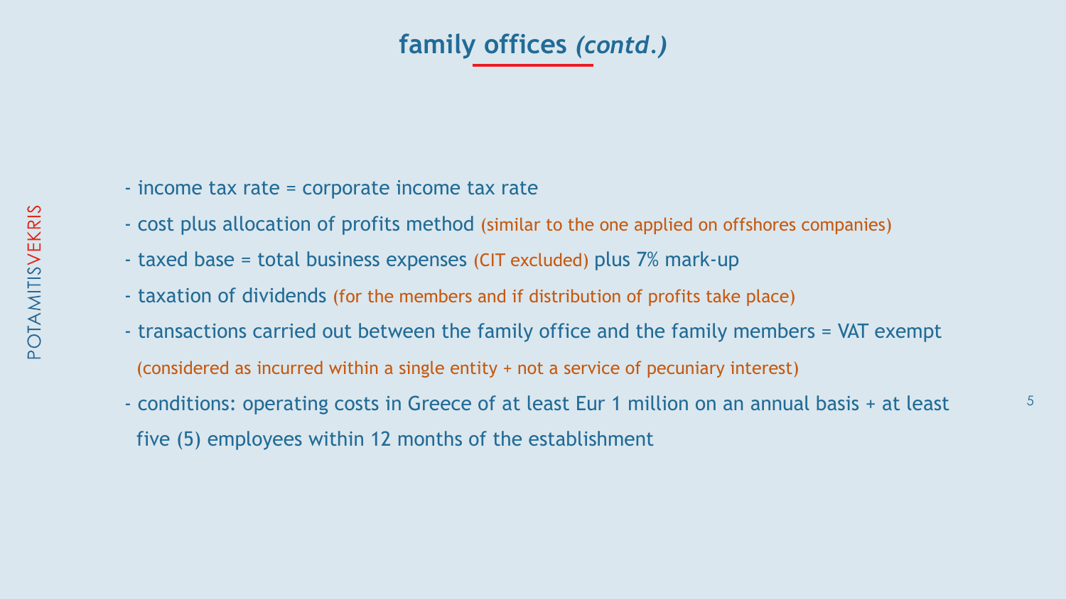## family offices *(contd.)*

- income tax rate = corporate income tax rate
- cost plus allocation of profits method (similar to the one applied on offshores companies)
- taxed base = total business expenses (CIT excluded) plus 7% mark-up
- taxation of dividends (for the members and if distribution of profits take place)
- transactions carried out between the family office and the family members = VAT exempt (considered as incurred within a single entity + not a service of pecuniary interest)
- conditions: operating costs in Greece of at least Eur 1 million on an annual basis + at least five (5) employees within 12 months of the establishment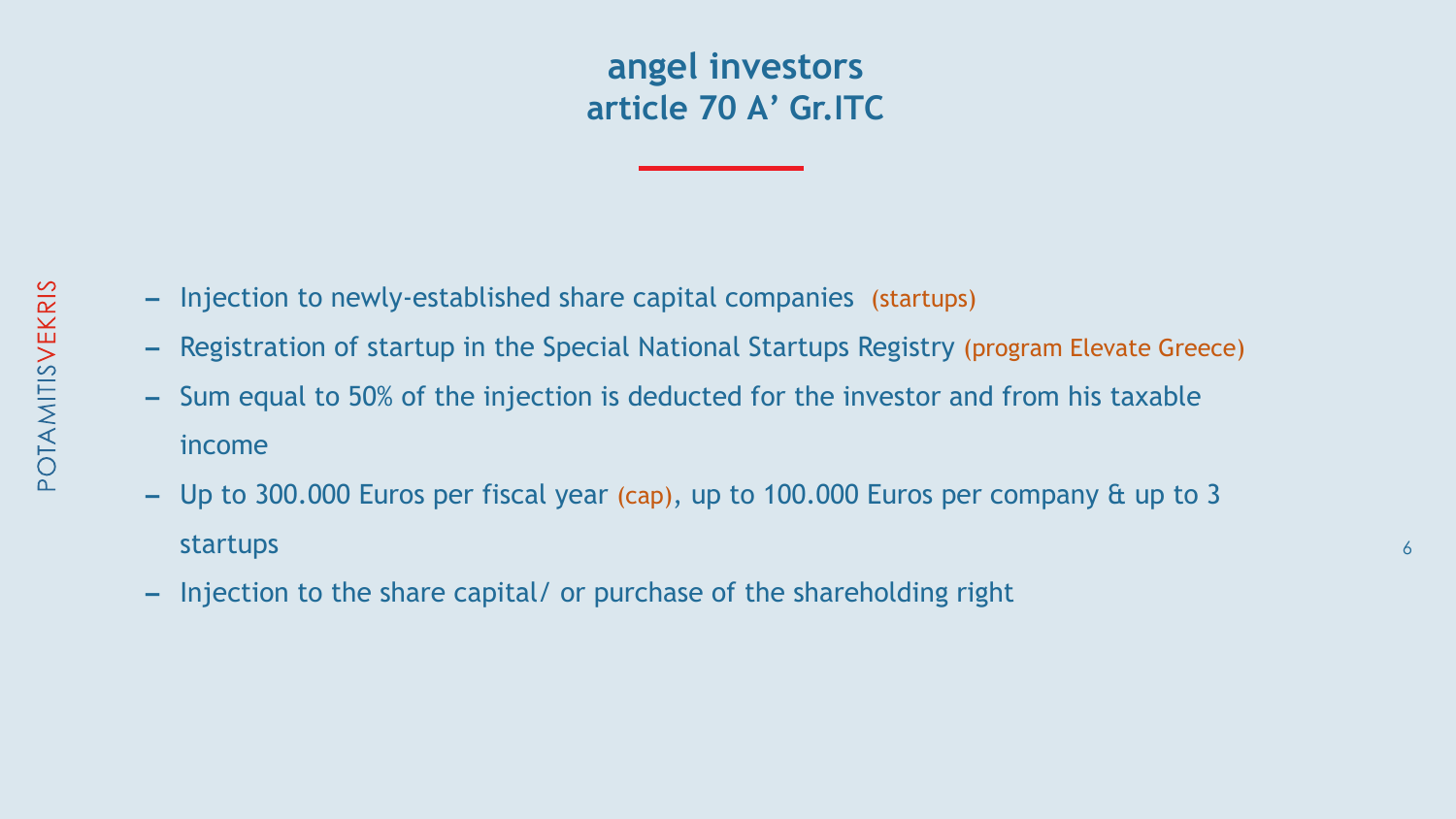## angel investors
## article 70 A' Gr.ITC

- Injection to newly-established share capital companies (startups)
- Registration of startup in the Special National Startups Registry (program Elevate Greece)
- Sum equal to 50% of the injection is deducted for the investor and from his taxable income
- Up to 300.000 Euros per fiscal year (cap), up to 100.000 Euros per company & up to 3 startups
- Injection to the share capital/ or purchase of the shareholding right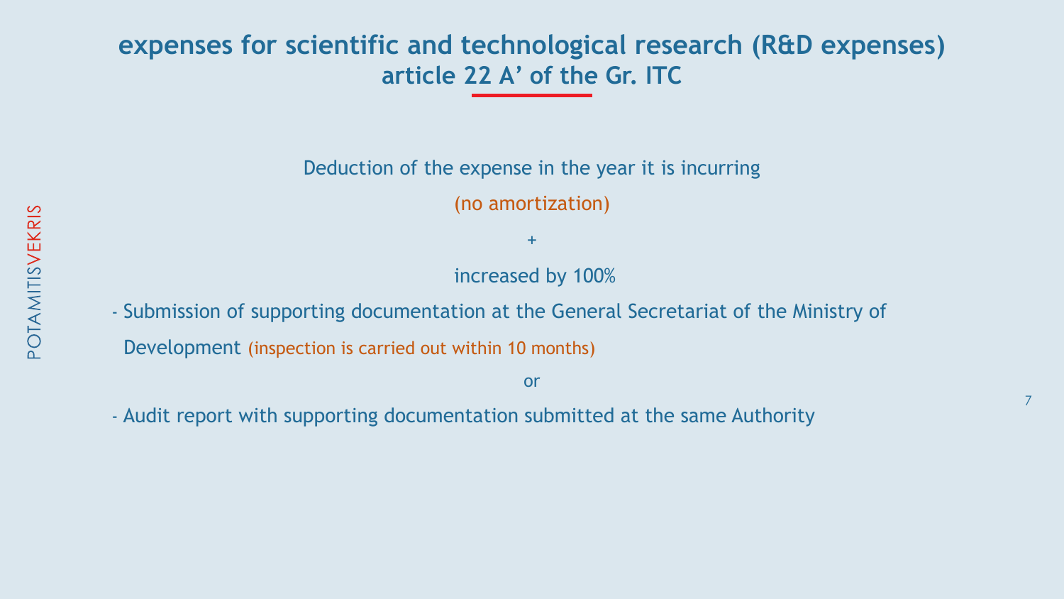## expenses for scientific and technological research (R&D expenses)
## article 22 A’ of the Gr. ITC

Deduction of the expense in the year it is incurring

(no amortization)

+

increased by 100%

- Submission of supporting documentation at the General Secretariat of the Ministry of Development (inspection is carried out within 10 months)

or

- Audit report with supporting documentation submitted at the same Authority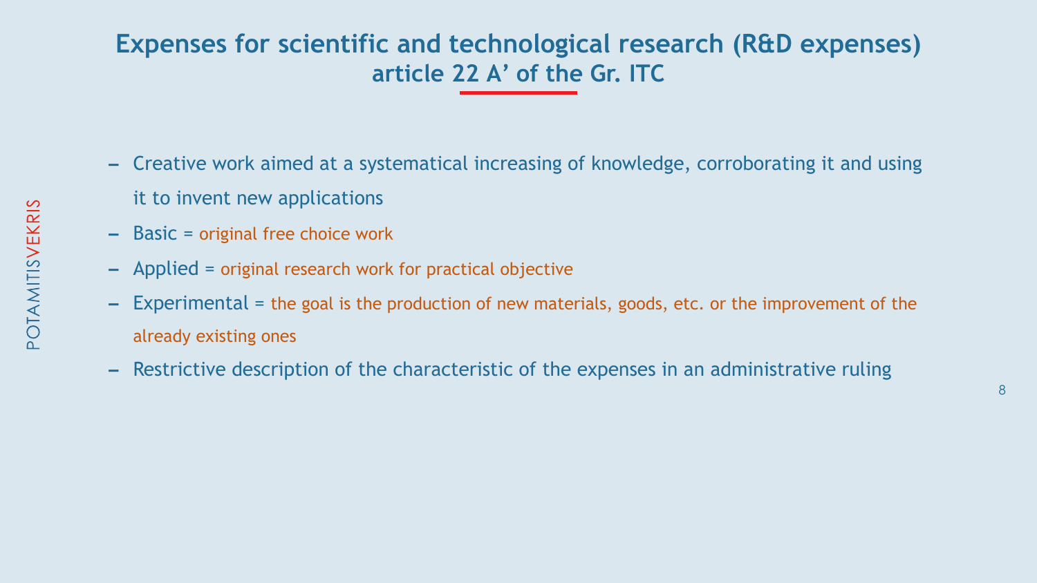# Expenses for scientific and technological research (R&D expenses)
## article 22 A' of the Gr. ITC

- Creative work aimed at a systematical increasing of knowledge, corroborating it and using it to invent new applications
- Basic = original free choice work
- Applied = original research work for practical objective
- Experimental = the goal is the production of new materials, goods, etc. or the improvement of the already existing ones
- Restrictive description of the characteristic of the expenses in an administrative ruling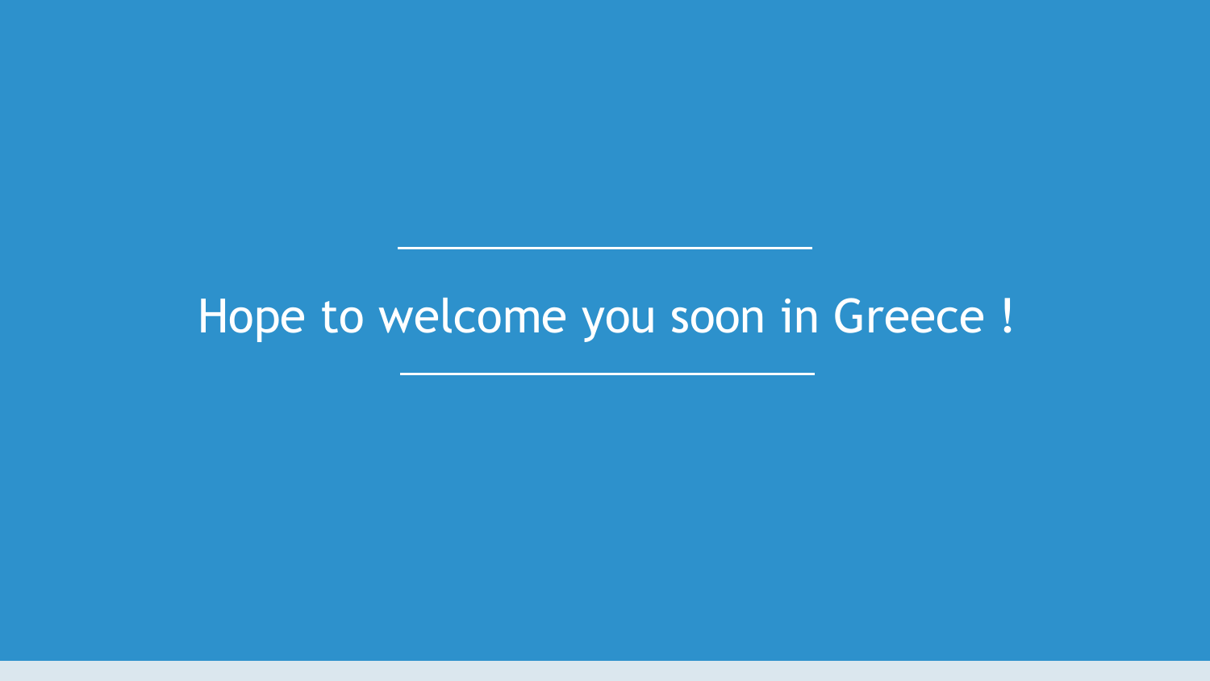Hope to welcome you soon in Greece !